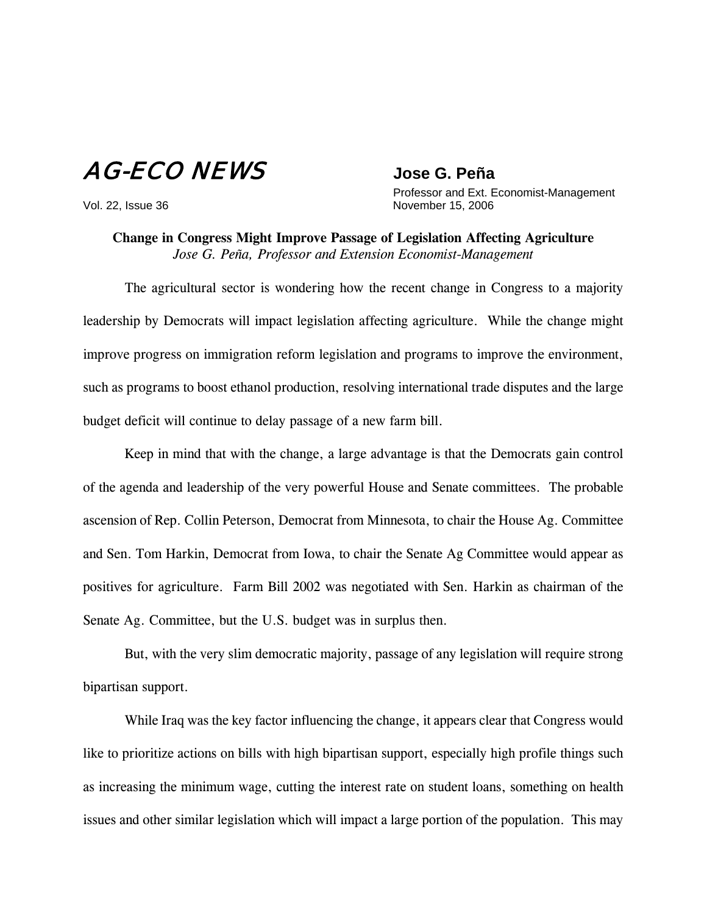# AG-ECO NEWS

Vol. 22, Issue 36

**Jose G. Peña**
Professor and Ext. Economist-Management
November 15, 2006

## Change in Congress Might Improve Passage of Legislation Affecting Agriculture

*Jose G. Peña, Professor and Extension Economist-Management*

The agricultural sector is wondering how the recent change in Congress to a majority leadership by Democrats will impact legislation affecting agriculture. While the change might improve progress on immigration reform legislation and programs to improve the environment, such as programs to boost ethanol production, resolving international trade disputes and the large budget deficit will continue to delay passage of a new farm bill.

Keep in mind that with the change, a large advantage is that the Democrats gain control of the agenda and leadership of the very powerful House and Senate committees. The probable ascension of Rep. Collin Peterson, Democrat from Minnesota, to chair the House Ag. Committee and Sen. Tom Harkin, Democrat from Iowa, to chair the Senate Ag Committee would appear as positives for agriculture. Farm Bill 2002 was negotiated with Sen. Harkin as chairman of the Senate Ag. Committee, but the U.S. budget was in surplus then.

But, with the very slim democratic majority, passage of any legislation will require strong bipartisan support.

While Iraq was the key factor influencing the change, it appears clear that Congress would like to prioritize actions on bills with high bipartisan support, especially high profile things such as increasing the minimum wage, cutting the interest rate on student loans, something on health issues and other similar legislation which will impact a large portion of the population. This may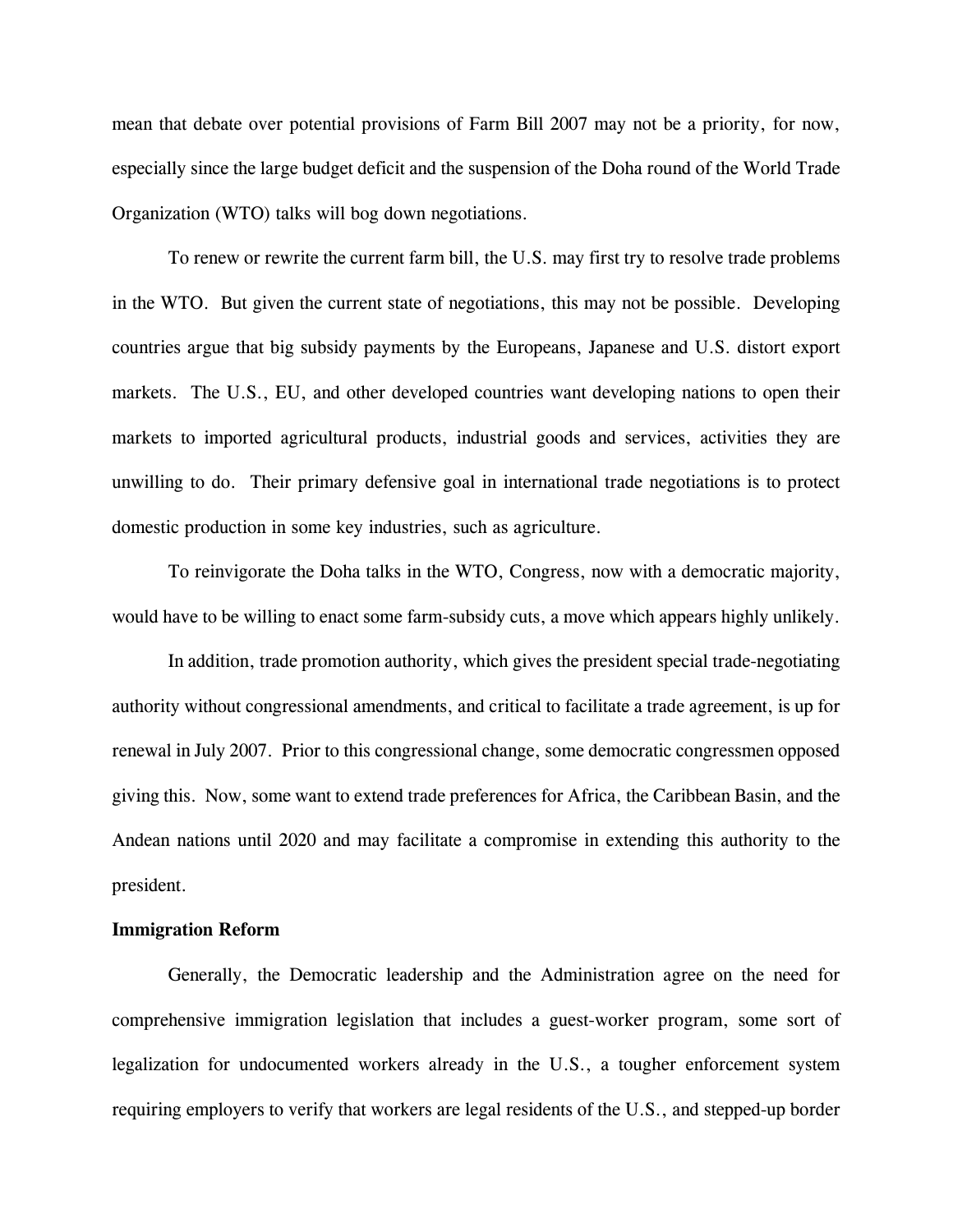mean that debate over potential provisions of Farm Bill 2007 may not be a priority, for now, especially since the large budget deficit and the suspension of the Doha round of the World Trade Organization (WTO) talks will bog down negotiations.

To renew or rewrite the current farm bill, the U.S. may first try to resolve trade problems in the WTO. But given the current state of negotiations, this may not be possible. Developing countries argue that big subsidy payments by the Europeans, Japanese and U.S. distort export markets. The U.S., EU, and other developed countries want developing nations to open their markets to imported agricultural products, industrial goods and services, activities they are unwilling to do. Their primary defensive goal in international trade negotiations is to protect domestic production in some key industries, such as agriculture.

To reinvigorate the Doha talks in the WTO, Congress, now with a democratic majority, would have to be willing to enact some farm-subsidy cuts, a move which appears highly unlikely.

In addition, trade promotion authority, which gives the president special trade-negotiating authority without congressional amendments, and critical to facilitate a trade agreement, is up for renewal in July 2007. Prior to this congressional change, some democratic congressmen opposed giving this. Now, some want to extend trade preferences for Africa, the Caribbean Basin, and the Andean nations until 2020 and may facilitate a compromise in extending this authority to the president.

**Immigration Reform**

Generally, the Democratic leadership and the Administration agree on the need for comprehensive immigration legislation that includes a guest-worker program, some sort of legalization for undocumented workers already in the U.S., a tougher enforcement system requiring employers to verify that workers are legal residents of the U.S., and stepped-up border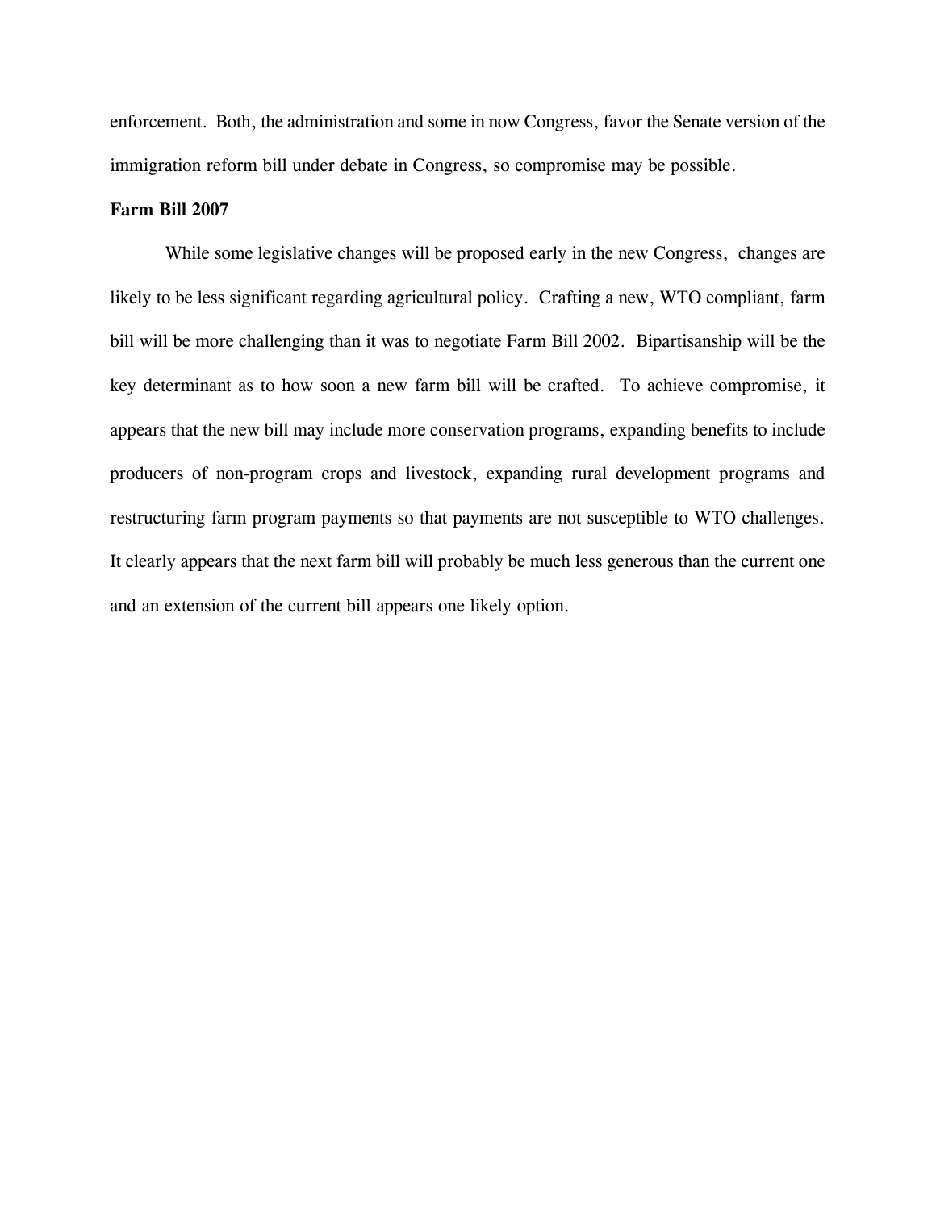enforcement. Both, the administration and some in now Congress, favor the Senate version of the immigration reform bill under debate in Congress, so compromise may be possible.

**Farm Bill 2007**

While some legislative changes will be proposed early in the new Congress, changes are likely to be less significant regarding agricultural policy. Crafting a new, WTO compliant, farm bill will be more challenging than it was to negotiate Farm Bill 2002. Bipartisanship will be the key determinant as to how soon a new farm bill will be crafted. To achieve compromise, it appears that the new bill may include more conservation programs, expanding benefits to include producers of non-program crops and livestock, expanding rural development programs and restructuring farm program payments so that payments are not susceptible to WTO challenges. It clearly appears that the next farm bill will probably be much less generous than the current one and an extension of the current bill appears one likely option.